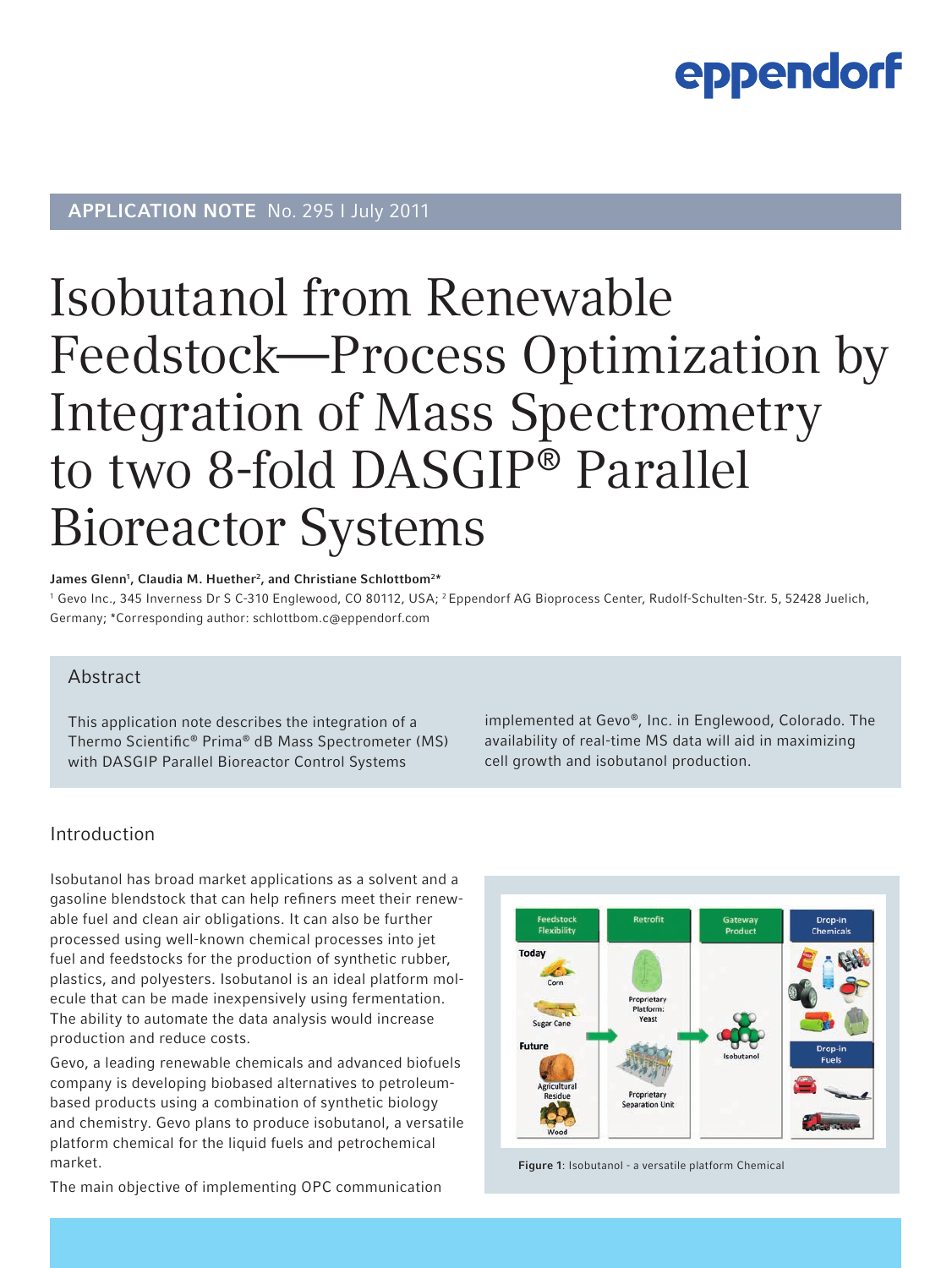**APPLICATION NOTE** No. 295 I July 2011

# Isobutanol from Renewable Feedstock—Process Optimization by Integration of Mass Spectrometry to two 8-fold DASGIP® Parallel Bioreactor Systems

**James Glenn[1], Claudia M. Huether[2], and Christiane Schlottbom[2]***

[1] Gevo Inc., 345 Inverness Dr S C-310 Englewood, CO 80112, USA; [2] Eppendorf AG Bioprocess Center, Rudolf-Schulten-Str. 5, 52428 Juelich, Germany; *Corresponding author: schlottbom.c@eppendorf.com

## Abstract

This application note describes the integration of a Thermo Scientific® Prima® dB Mass Spectrometer (MS) with DASGIP Parallel Bioreactor Control Systems implemented at Gevo®, Inc. in Englewood, Colorado. The availability of real-time MS data will aid in maximizing cell growth and isobutanol production.

## Introduction

Isobutanol has broad market applications as a solvent and a gasoline blendstock that can help refiners meet their renewable fuel and clean air obligations. It can also be further processed using well-known chemical processes into jet fuel and feedstocks for the production of synthetic rubber, plastics, and polyesters. Isobutanol is an ideal platform molecule that can be made inexpensively using fermentation. The ability to automate the data analysis would increase production and reduce costs.

Gevo, a leading renewable chemicals and advanced biofuels company is developing biobased alternatives to petroleum-based products using a combination of synthetic biology and chemistry. Gevo plans to produce isobutanol, a versatile platform chemical for the liquid fuels and petrochemical market.

The main objective of implementing OPC communication

**Figure 1**: Isobutanol - a versatile platform Chemical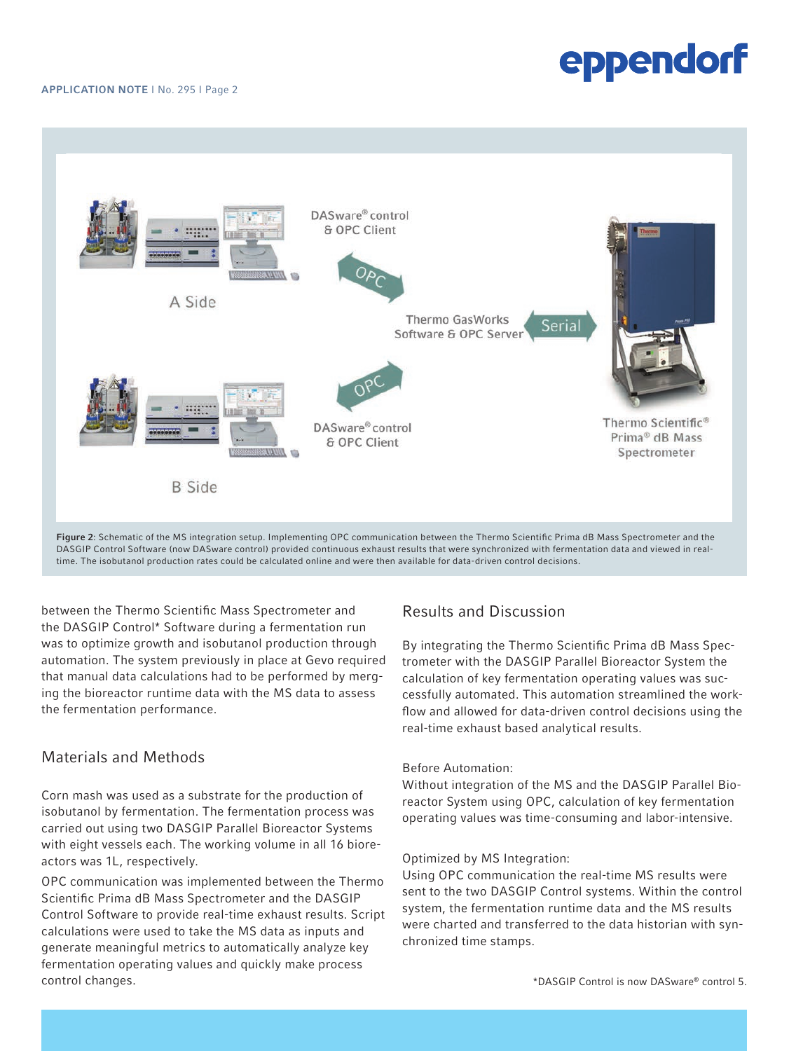Figure 2: Schematic of the MS integration setup. Implementing OPC communication between the Thermo Scientific Prima dB Mass Spectrometer and the DASGIP Control Software (now DASware control) provided continuous exhaust results that were synchronized with fermentation data and viewed in real-time. The isobutanol production rates could be calculated online and were then available for data-driven control decisions.

between the Thermo Scientific Mass Spectrometer and the DASGIP Control* Software during a fermentation run was to optimize growth and isobutanol production through automation. The system previously in place at Gevo required that manual data calculations had to be performed by merging the bioreactor runtime data with the MS data to assess the fermentation performance.

## Materials and Methods

Corn mash was used as a substrate for the production of isobutanol by fermentation. The fermentation process was carried out using two DASGIP Parallel Bioreactor Systems with eight vessels each. The working volume in all 16 bioreactors was 1L, respectively.

OPC communication was implemented between the Thermo Scientific Prima dB Mass Spectrometer and the DASGIP Control Software to provide real-time exhaust results. Script calculations were used to take the MS data as inputs and generate meaningful metrics to automatically analyze key fermentation operating values and quickly make process control changes.

## Results and Discussion

By integrating the Thermo Scientific Prima dB Mass Spectrometer with the DASGIP Parallel Bioreactor System the calculation of key fermentation operating values was successfully automated. This automation streamlined the workflow and allowed for data-driven control decisions using the real-time exhaust based analytical results.

Before Automation:
Without integration of the MS and the DASGIP Parallel Bioreactor System using OPC, calculation of key fermentation operating values was time-consuming and labor-intensive.

Optimized by MS Integration:
Using OPC communication the real-time MS results were sent to the two DASGIP Control systems. Within the control system, the fermentation runtime data and the MS results were charted and transferred to the data historian with synchronized time stamps.

*DASGIP Control is now DASware® control 5.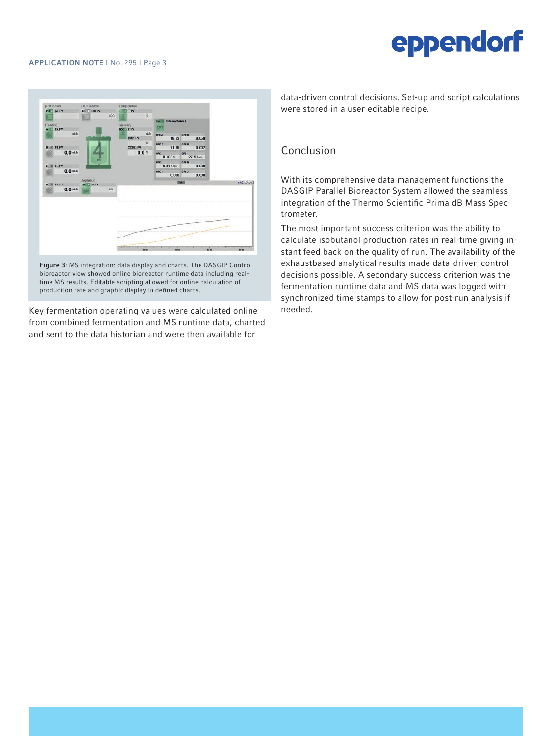**Figure 3**: MS integration: data display and charts. The DASGIP Control bioreactor view showed online bioreactor runtime data including real-time MS results. Editable scripting allowed for online calculation of production rate and graphic display in defined charts.

Key fermentation operating values were calculated online from combined fermentation and MS runtime data, charted and sent to the data historian and were then available for data-driven control decisions. Set-up and script calculations were stored in a user-editable recipe.

## Conclusion

With its comprehensive data management functions the DASGIP Parallel Bioreactor System allowed the seamless integration of the Thermo Scientific Prima dB Mass Spectrometer.

The most important success criterion was the ability to calculate isobutanol production rates in real-time giving instant feed back on the quality of run. The availability of the exhaustbased analytical results made data-driven control decisions possible. A secondary success criterion was the fermentation runtime data and MS data was logged with synchronized time stamps to allow for post-run analysis if needed.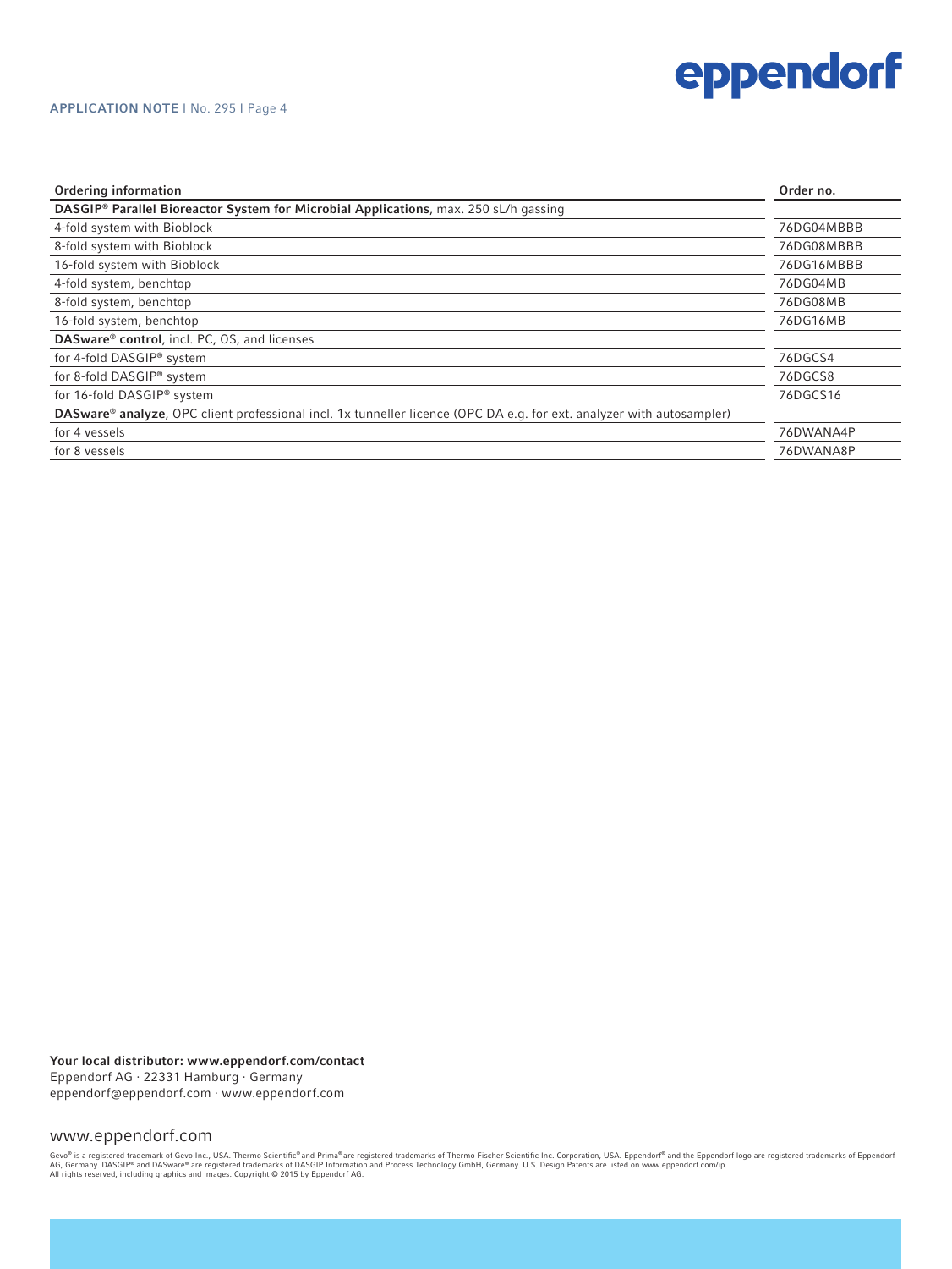| Ordering information | Order no. |
| --- | --- |
| **DASGIP® Parallel Bioreactor System for Microbial Applications**, max. 250 sL/h gassing | |
| 4-fold system with Bioblock | 76DG04MBBB |
| 8-fold system with Bioblock | 76DG08MBBB |
| 16-fold system with Bioblock | 76DG16MBBB |
| 4-fold system, benchtop | 76DG04MB |
| 8-fold system, benchtop | 76DG08MB |
| 16-fold system, benchtop | 76DG16MB |
| **DASware® control**, incl. PC, OS, and licenses | |
| for 4-fold DASGIP® system | 76DGCS4 |
| for 8-fold DASGIP® system | 76DGCS8 |
| for 16-fold DASGIP® system | 76DGCS16 |
| **DASware® analyze**, OPC client professional incl. 1x tunneller licence (OPC DA e.g. for ext. analyzer with autosampler) | |
| for 4 vessels | 76DWANA4P |
| for 8 vessels | 76DWANA8P |

**Your local distributor: www.eppendorf.com/contact**
Eppendorf AG · 22331 Hamburg · Germany
eppendorf@eppendorf.com · www.eppendorf.com

www.eppendorf.com

Gevo® is a registered trademark of Gevo Inc., USA. Thermo Scientific® and Prima® are registered trademarks of Thermo Fischer Scientific Inc. Corporation, USA. Eppendorf® and the Eppendorf logo are registered trademarks of Eppendorf AG, Germany. DASGIP® and DASware® are registered trademarks of DASGIP Information and Process Technology GmbH, Germany. U.S. Design Patents are listed on www.eppendorf.com/ip.
All rights reserved, including graphics and images. Copyright © 2015 by Eppendorf AG.